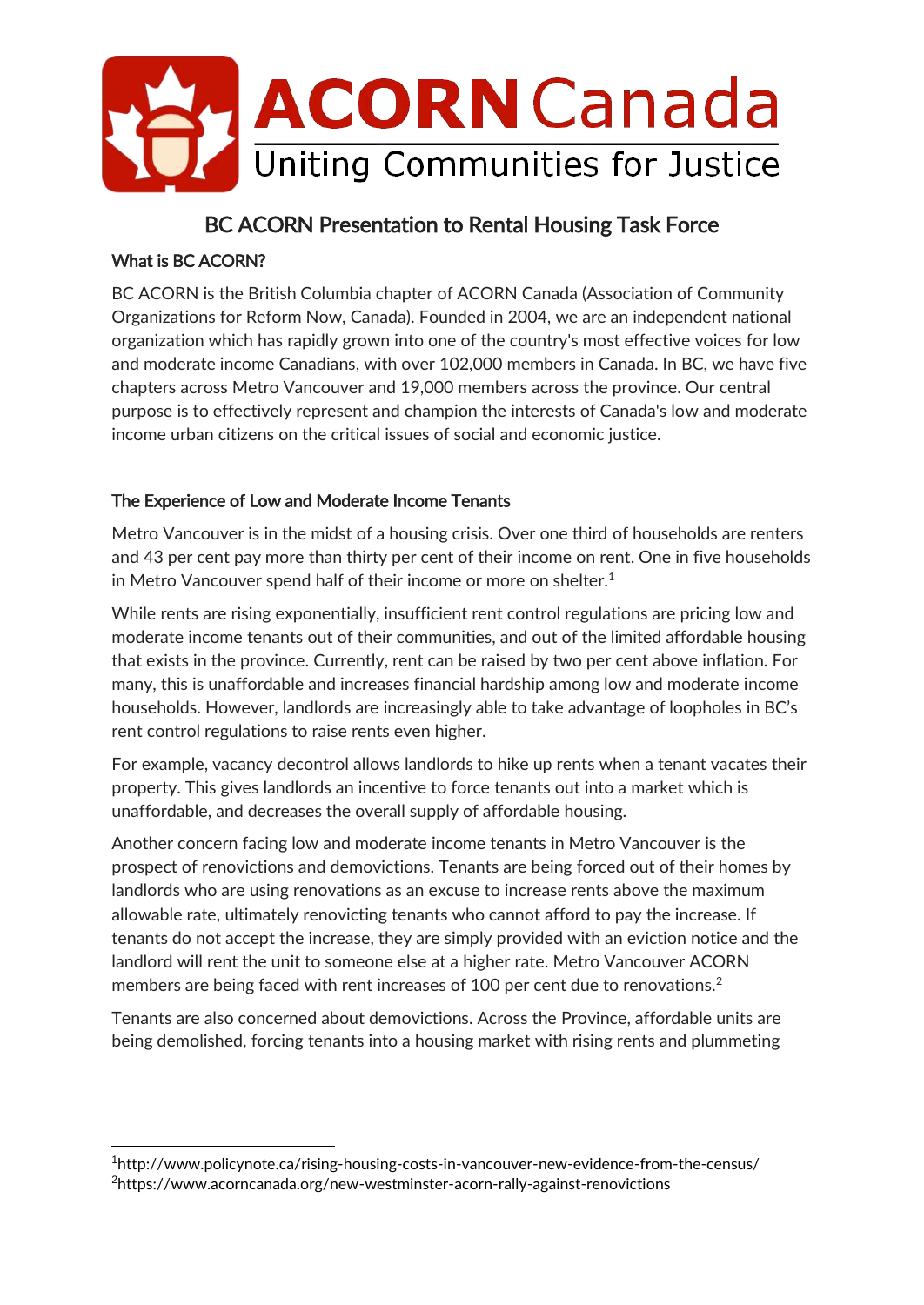ACORN Canada

Uniting Communities for Justice

# BC ACORN Presentation to Rental Housing Task Force

## What is BC ACORN?

BC ACORN is the British Columbia chapter of ACORN Canada (Association of Community Organizations for Reform Now, Canada). Founded in 2004, we are an independent national organization which has rapidly grown into one of the country's most effective voices for low and moderate income Canadians, with over 102,000 members in Canada. In BC, we have five chapters across Metro Vancouver and 19,000 members across the province. Our central purpose is to effectively represent and champion the interests of Canada's low and moderate income urban citizens on the critical issues of social and economic justice.

## The Experience of Low and Moderate Income Tenants

Metro Vancouver is in the midst of a housing crisis. Over one third of households are renters and 43 per cent pay more than thirty per cent of their income on rent. One in five households in Metro Vancouver spend half of their income or more on shelter.[1]

While rents are rising exponentially, insufficient rent control regulations are pricing low and moderate income tenants out of their communities, and out of the limited affordable housing that exists in the province. Currently, rent can be raised by two per cent above inflation. For many, this is unaffordable and increases financial hardship among low and moderate income households. However, landlords are increasingly able to take advantage of loopholes in BC's rent control regulations to raise rents even higher.

For example, vacancy decontrol allows landlords to hike up rents when a tenant vacates their property. This gives landlords an incentive to force tenants out into a market which is unaffordable, and decreases the overall supply of affordable housing.

Another concern facing low and moderate income tenants in Metro Vancouver is the prospect of renovictions and demovictions. Tenants are being forced out of their homes by landlords who are using renovations as an excuse to increase rents above the maximum allowable rate, ultimately renovicting tenants who cannot afford to pay the increase. If tenants do not accept the increase, they are simply provided with an eviction notice and the landlord will rent the unit to someone else at a higher rate. Metro Vancouver ACORN members are being faced with rent increases of 100 per cent due to renovations.[2]

Tenants are also concerned about demovictions. Across the Province, affordable units are being demolished, forcing tenants into a housing market with rising rents and plummeting

[1] http://www.policynote.ca/rising-housing-costs-in-vancouver-new-evidence-from-the-census/

[2] https://www.acorncanada.org/new-westminster-acorn-rally-against-renovictions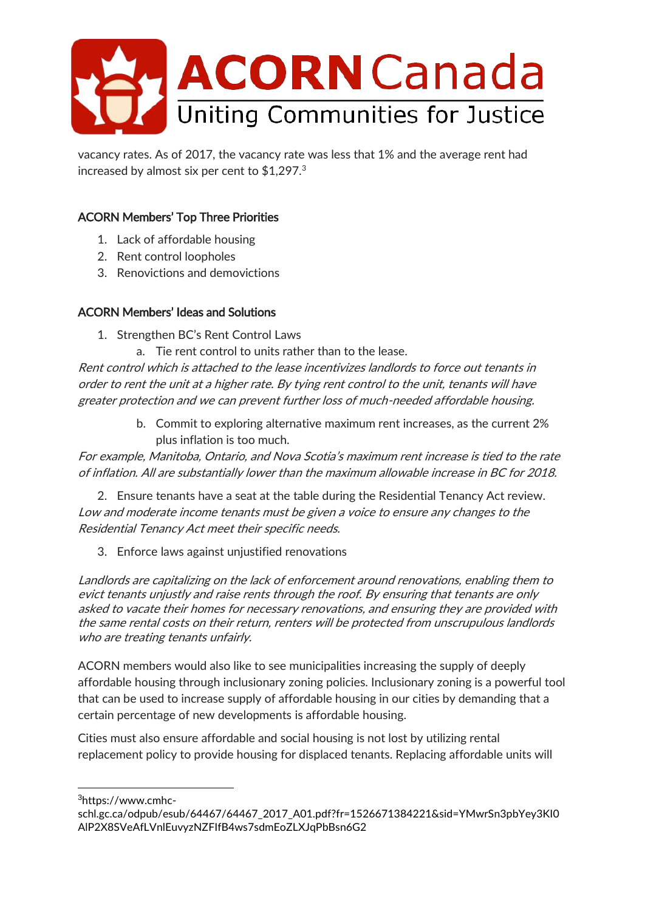vacancy rates. As of 2017, the vacancy rate was less that 1% and the average rent had increased by almost six per cent to $1,297.[3]

### ACORN Members' Top Three Priorities

1. Lack of affordable housing
2. Rent control loopholes
3. Renovictions and demovictions

### ACORN Members' Ideas and Solutions

1. Strengthen BC's Rent Control Laws
    a. Tie rent control to units rather than to the lease.

*Rent control which is attached to the lease incentivizes landlords to force out tenants in order to rent the unit at a higher rate. By tying rent control to the unit, tenants will have greater protection and we can prevent further loss of much-needed affordable housing.*

   b. Commit to exploring alternative maximum rent increases, as the current 2% plus inflation is too much.

*For example, Manitoba, Ontario, and Nova Scotia's maximum rent increase is tied to the rate of inflation. All are substantially lower than the maximum allowable increase in BC for 2018.*

2. Ensure tenants have a seat at the table during the Residential Tenancy Act review.

*Low and moderate income tenants must be given a voice to ensure any changes to the Residential Tenancy Act meet their specific needs.*

3. Enforce laws against unjustified renovations

*Landlords are capitalizing on the lack of enforcement around renovations, enabling them to evict tenants unjustly and raise rents through the roof. By ensuring that tenants are only asked to vacate their homes for necessary renovations, and ensuring they are provided with the same rental costs on their return, renters will be protected from unscrupulous landlords who are treating tenants unfairly.*

ACORN members would also like to see municipalities increasing the supply of deeply affordable housing through inclusionary zoning policies. Inclusionary zoning is a powerful tool that can be used to increase supply of affordable housing in our cities by demanding that a certain percentage of new developments is affordable housing.

Cities must also ensure affordable and social housing is not lost by utilizing rental replacement policy to provide housing for displaced tenants. Replacing affordable units will

---

[3] https://www.cmhc-schl.gc.ca/odpub/esub/64467/64467_2017_A01.pdf?fr=1526671384221&sid=YMwrSn3pbYey3Kl0AlP2X8SVeAfLVnlEuvyzNZFlfB4ws7sdmEoZLXJqPbBsn6G2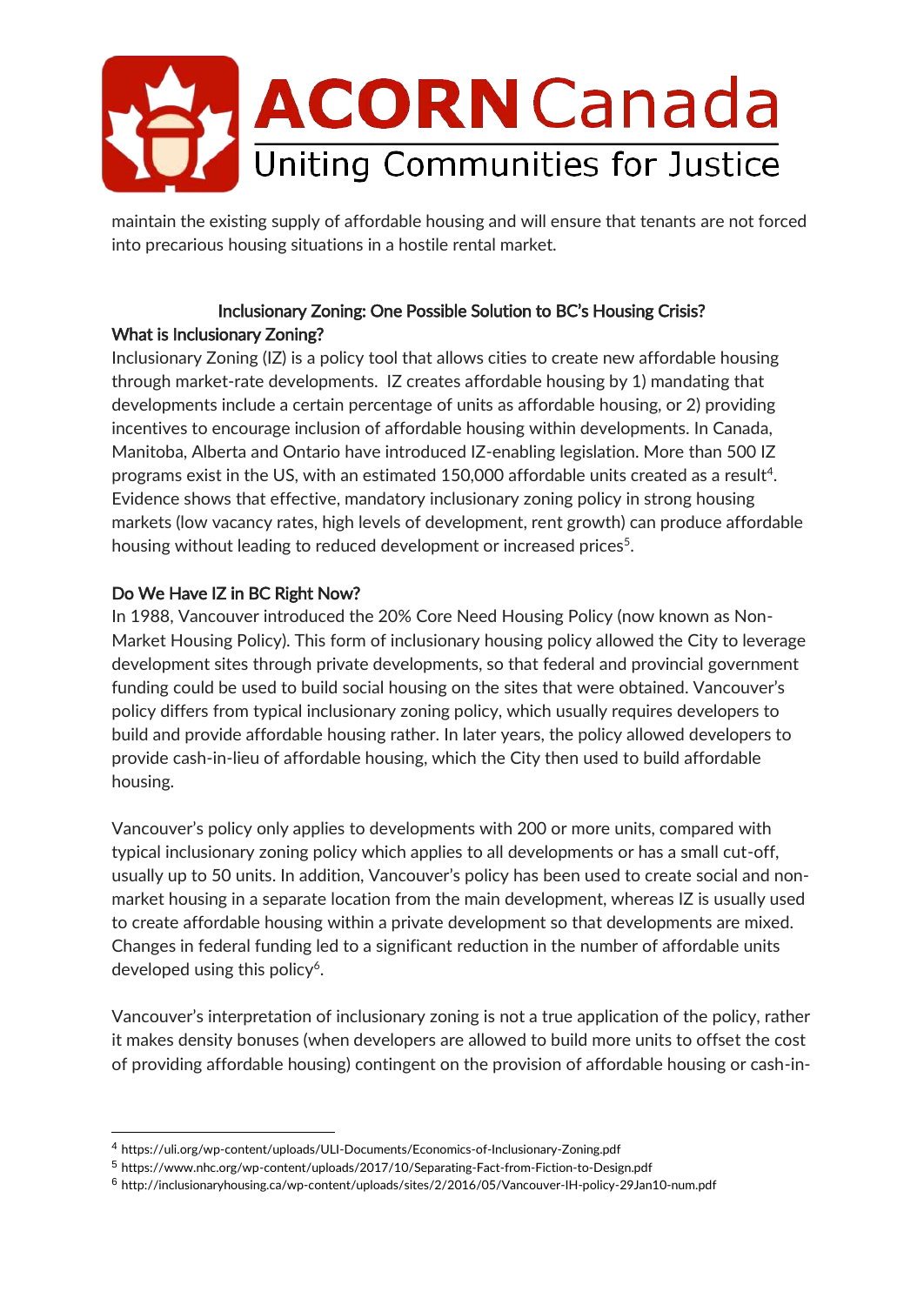maintain the existing supply of affordable housing and will ensure that tenants are not forced into precarious housing situations in a hostile rental market.

## Inclusionary Zoning: One Possible Solution to BC's Housing Crisis?

### What is Inclusionary Zoning?

Inclusionary Zoning (IZ) is a policy tool that allows cities to create new affordable housing through market-rate developments. IZ creates affordable housing by 1) mandating that developments include a certain percentage of units as affordable housing, or 2) providing incentives to encourage inclusion of affordable housing within developments. In Canada, Manitoba, Alberta and Ontario have introduced IZ-enabling legislation. More than 500 IZ programs exist in the US, with an estimated 150,000 affordable units created as a result[4]. Evidence shows that effective, mandatory inclusionary zoning policy in strong housing markets (low vacancy rates, high levels of development, rent growth) can produce affordable housing without leading to reduced development or increased prices[5].

### Do We Have IZ in BC Right Now?

In 1988, Vancouver introduced the 20% Core Need Housing Policy (now known as Non-Market Housing Policy). This form of inclusionary housing policy allowed the City to leverage development sites through private developments, so that federal and provincial government funding could be used to build social housing on the sites that were obtained. Vancouver's policy differs from typical inclusionary zoning policy, which usually requires developers to build and provide affordable housing rather. In later years, the policy allowed developers to provide cash-in-lieu of affordable housing, which the City then used to build affordable housing.

Vancouver's policy only applies to developments with 200 or more units, compared with typical inclusionary zoning policy which applies to all developments or has a small cut-off, usually up to 50 units. In addition, Vancouver's policy has been used to create social and non-market housing in a separate location from the main development, whereas IZ is usually used to create affordable housing within a private development so that developments are mixed. Changes in federal funding led to a significant reduction in the number of affordable units developed using this policy[6].

Vancouver's interpretation of inclusionary zoning is not a true application of the policy, rather it makes density bonuses (when developers are allowed to build more units to offset the cost of providing affordable housing) contingent on the provision of affordable housing or cash-in-

---

[4] https://uli.org/wp-content/uploads/ULI-Documents/Economics-of-Inclusionary-Zoning.pdf

[5] https://www.nhc.org/wp-content/uploads/2017/10/Separating-Fact-from-Fiction-to-Design.pdf

[6] http://inclusionaryhousing.ca/wp-content/uploads/sites/2/2016/05/Vancouver-IH-policy-29Jan10-num.pdf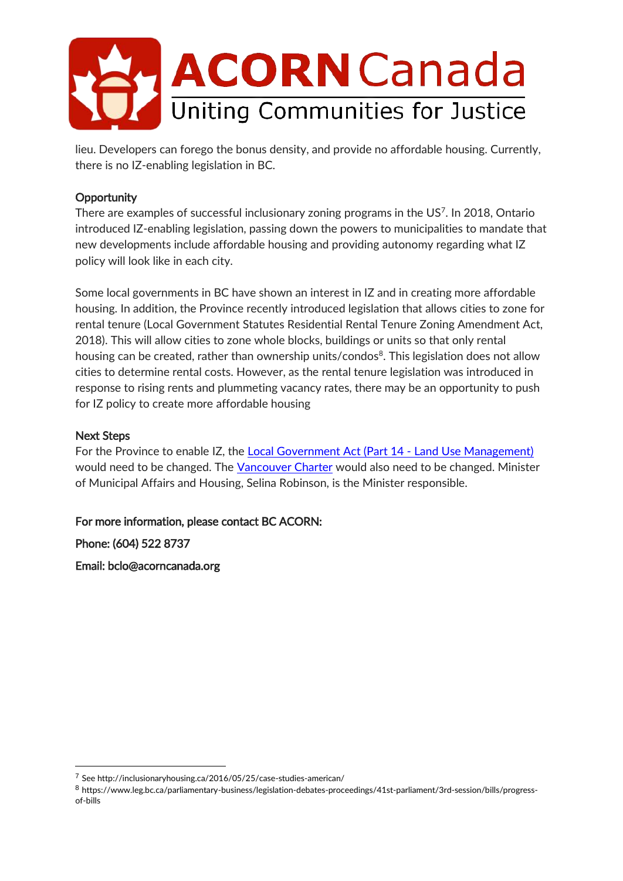lieu. Developers can forego the bonus density, and provide no affordable housing. Currently, there is no IZ-enabling legislation in BC.

### Opportunity

There are examples of successful inclusionary zoning programs in the US[7]. In 2018, Ontario introduced IZ-enabling legislation, passing down the powers to municipalities to mandate that new developments include affordable housing and providing autonomy regarding what IZ policy will look like in each city.

Some local governments in BC have shown an interest in IZ and in creating more affordable housing. In addition, the Province recently introduced legislation that allows cities to zone for rental tenure (Local Government Statutes Residential Rental Tenure Zoning Amendment Act, 2018). This will allow cities to zone whole blocks, buildings or units so that only rental housing can be created, rather than ownership units/condos[8]. This legislation does not allow cities to determine rental costs. However, as the rental tenure legislation was introduced in response to rising rents and plummeting vacancy rates, there may be an opportunity to push for IZ policy to create more affordable housing

### Next Steps

For the Province to enable IZ, the Local Government Act (Part 14 - Land Use Management) would need to be changed. The Vancouver Charter would also need to be changed. Minister of Municipal Affairs and Housing, Selina Robinson, is the Minister responsible.

**For more information, please contact BC ACORN:**

**Phone: (604) 522 8737**

**Email: bclo@acorncanada.org**

---

[7] See http://inclusionaryhousing.ca/2016/05/25/case-studies-american/

[8] https://www.leg.bc.ca/parliamentary-business/legislation-debates-proceedings/41st-parliament/3rd-session/bills/progress-of-bills